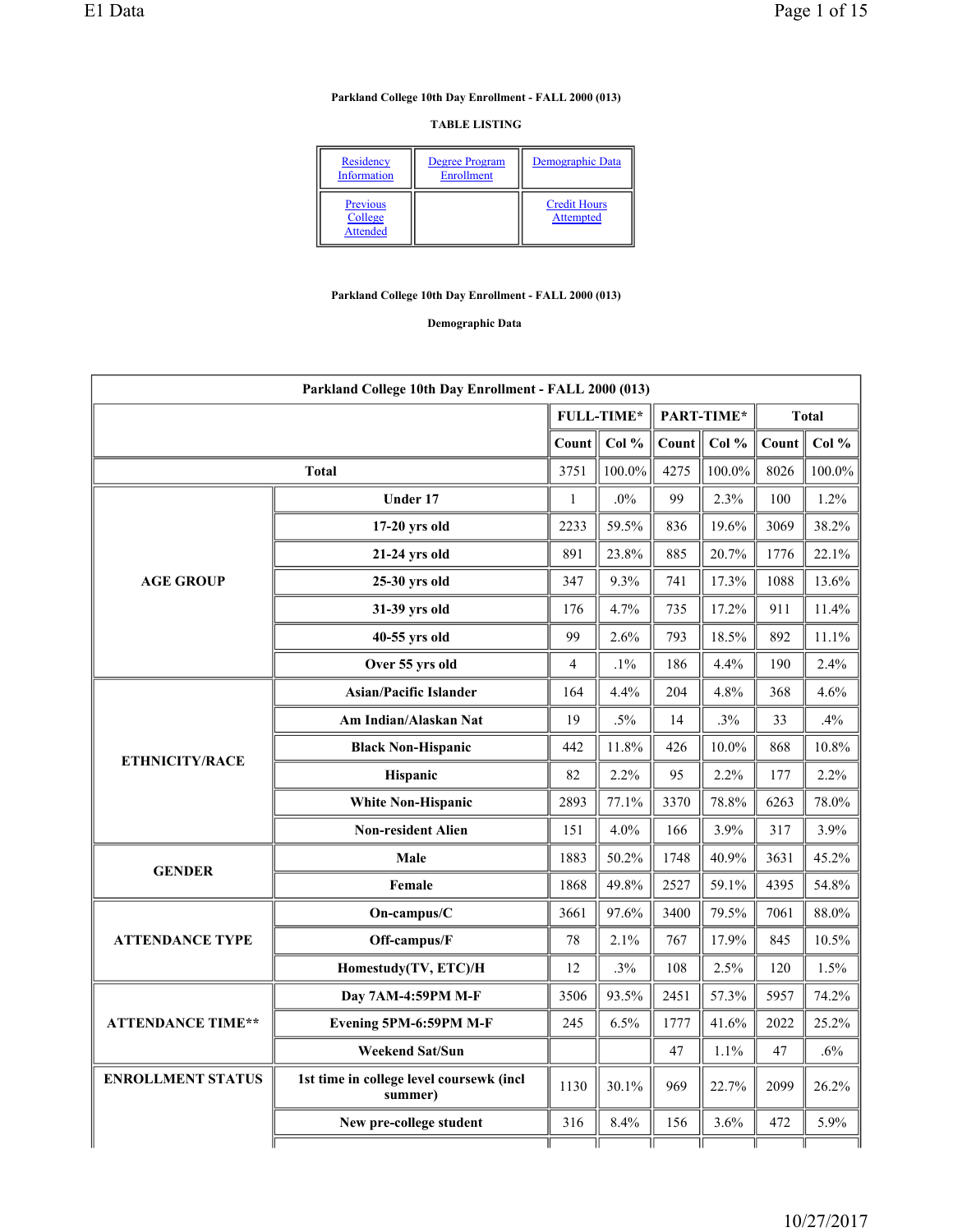**Parkland College 10th Day Enrollment - FALL 2000 (013)**

**TABLE LISTING**

| Residency Information | Degree Program Enrollment | Demographic Data |
|---|---|---|
| Previous College Attended | | Credit Hours Attempted |

**Parkland College 10th Day Enrollment - FALL 2000 (013)**

**Demographic Data**

| Parkland College 10th Day Enrollment - FALL 2000 (013) | | | | | | | |
|---|---|---|---|---|---|---|---|
| | | FULL-TIME* | | PART-TIME* | | Total | |
| | | Count | Col % | Count | Col % | Count | Col % |
| Total | | 3751 | 100.0% | 4275 | 100.0% | 8026 | 100.0% |
| AGE GROUP | Under 17 | 1 | .0% | 99 | 2.3% | 100 | 1.2% |
| | 17-20 yrs old | 2233 | 59.5% | 836 | 19.6% | 3069 | 38.2% |
| | 21-24 yrs old | 891 | 23.8% | 885 | 20.7% | 1776 | 22.1% |
| | 25-30 yrs old | 347 | 9.3% | 741 | 17.3% | 1088 | 13.6% |
| | 31-39 yrs old | 176 | 4.7% | 735 | 17.2% | 911 | 11.4% |
| | 40-55 yrs old | 99 | 2.6% | 793 | 18.5% | 892 | 11.1% |
| | Over 55 yrs old | 4 | .1% | 186 | 4.4% | 190 | 2.4% |
| ETHNICITY/RACE | Asian/Pacific Islander | 164 | 4.4% | 204 | 4.8% | 368 | 4.6% |
| | Am Indian/Alaskan Nat | 19 | .5% | 14 | .3% | 33 | .4% |
| | Black Non-Hispanic | 442 | 11.8% | 426 | 10.0% | 868 | 10.8% |
| | Hispanic | 82 | 2.2% | 95 | 2.2% | 177 | 2.2% |
| | White Non-Hispanic | 2893 | 77.1% | 3370 | 78.8% | 6263 | 78.0% |
| | Non-resident Alien | 151 | 4.0% | 166 | 3.9% | 317 | 3.9% |
| GENDER | Male | 1883 | 50.2% | 1748 | 40.9% | 3631 | 45.2% |
| | Female | 1868 | 49.8% | 2527 | 59.1% | 4395 | 54.8% |
| ATTENDANCE TYPE | On-campus/C | 3661 | 97.6% | 3400 | 79.5% | 7061 | 88.0% |
| | Off-campus/F | 78 | 2.1% | 767 | 17.9% | 845 | 10.5% |
| | Homestudy(TV, ETC)/H | 12 | .3% | 108 | 2.5% | 120 | 1.5% |
| ATTENDANCE TIME** | Day 7AM-4:59PM M-F | 3506 | 93.5% | 2451 | 57.3% | 5957 | 74.2% |
| | Evening 5PM-6:59PM M-F | 245 | 6.5% | 1777 | 41.6% | 2022 | 25.2% |
| | Weekend Sat/Sun | | | 47 | 1.1% | 47 | .6% |
| ENROLLMENT STATUS | 1st time in college level coursewk (incl summer) | 1130 | 30.1% | 969 | 22.7% | 2099 | 26.2% |
| | New pre-college student | 316 | 8.4% | 156 | 3.6% | 472 | 5.9% |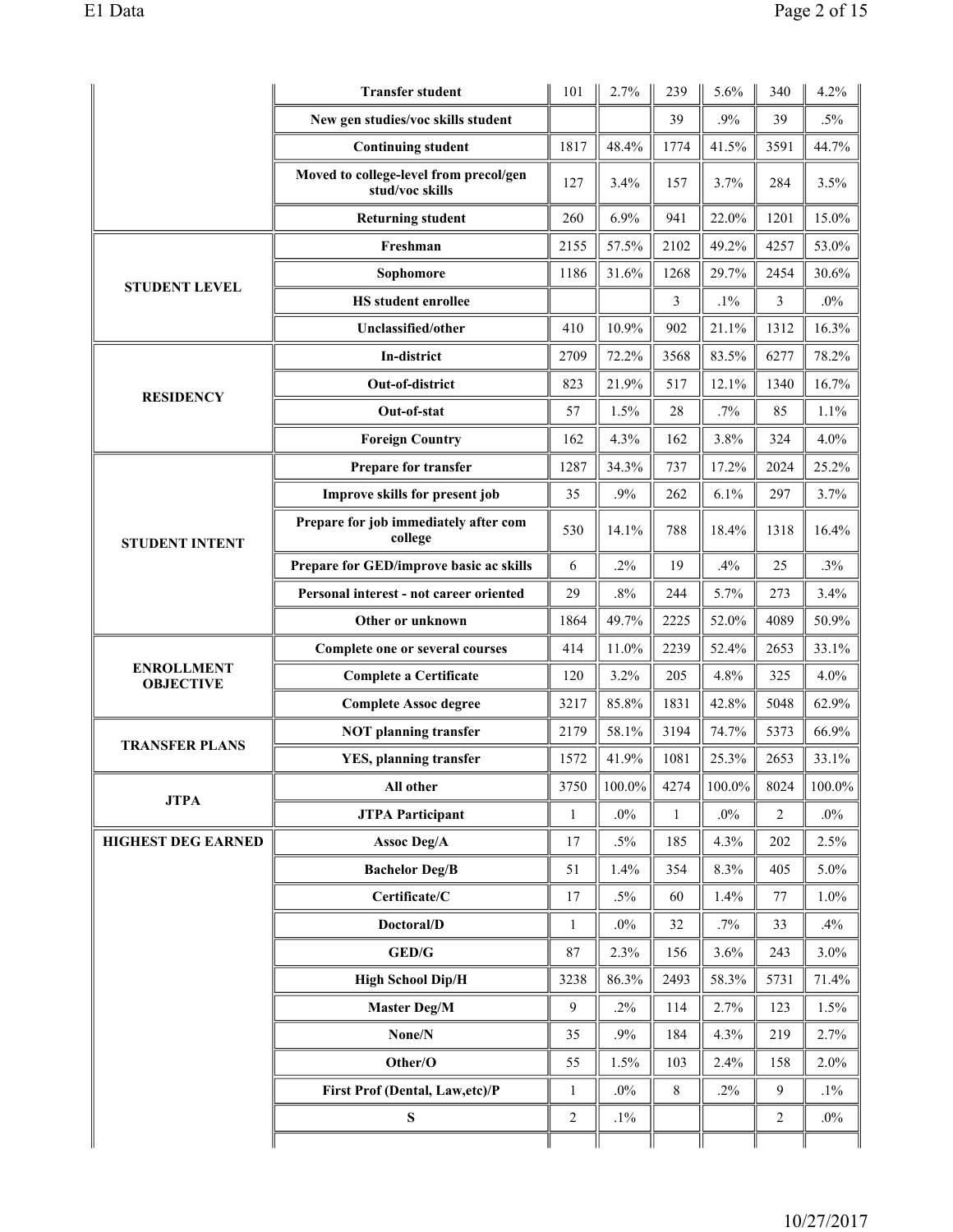| | | | | | | | |
|---|---|---|---|---|---|---|---|
| | **Transfer student** | 101 | 2.7% | 239 | 5.6% | 340 | 4.2% |
| | **New gen studies/voc skills student** | | | 39 | .9% | 39 | .5% |
| | **Continuing student** | 1817 | 48.4% | 1774 | 41.5% | 3591 | 44.7% |
| | **Moved to college-level from precol/gen stud/voc skills** | 127 | 3.4% | 157 | 3.7% | 284 | 3.5% |
| | **Returning student** | 260 | 6.9% | 941 | 22.0% | 1201 | 15.0% |
| **STUDENT LEVEL** | **Freshman** | 2155 | 57.5% | 2102 | 49.2% | 4257 | 53.0% |
| | **Sophomore** | 1186 | 31.6% | 1268 | 29.7% | 2454 | 30.6% |
| | **HS student enrollee** | | | 3 | .1% | 3 | .0% |
| | **Unclassified/other** | 410 | 10.9% | 902 | 21.1% | 1312 | 16.3% |
| **RESIDENCY** | **In-district** | 2709 | 72.2% | 3568 | 83.5% | 6277 | 78.2% |
| | **Out-of-district** | 823 | 21.9% | 517 | 12.1% | 1340 | 16.7% |
| | **Out-of-stat** | 57 | 1.5% | 28 | .7% | 85 | 1.1% |
| | **Foreign Country** | 162 | 4.3% | 162 | 3.8% | 324 | 4.0% |
| **STUDENT INTENT** | **Prepare for transfer** | 1287 | 34.3% | 737 | 17.2% | 2024 | 25.2% |
| | **Improve skills for present job** | 35 | .9% | 262 | 6.1% | 297 | 3.7% |
| | **Prepare for job immediately after com college** | 530 | 14.1% | 788 | 18.4% | 1318 | 16.4% |
| | **Prepare for GED/improve basic ac skills** | 6 | .2% | 19 | .4% | 25 | .3% |
| | **Personal interest - not career oriented** | 29 | .8% | 244 | 5.7% | 273 | 3.4% |
| | **Other or unknown** | 1864 | 49.7% | 2225 | 52.0% | 4089 | 50.9% |
| **ENROLLMENT OBJECTIVE** | **Complete one or several courses** | 414 | 11.0% | 2239 | 52.4% | 2653 | 33.1% |
| | **Complete a Certificate** | 120 | 3.2% | 205 | 4.8% | 325 | 4.0% |
| | **Complete Assoc degree** | 3217 | 85.8% | 1831 | 42.8% | 5048 | 62.9% |
| **TRANSFER PLANS** | **NOT planning transfer** | 2179 | 58.1% | 3194 | 74.7% | 5373 | 66.9% |
| | **YES, planning transfer** | 1572 | 41.9% | 1081 | 25.3% | 2653 | 33.1% |
| **JTPA** | **All other** | 3750 | 100.0% | 4274 | 100.0% | 8024 | 100.0% |
| | **JTPA Participant** | 1 | .0% | 1 | .0% | 2 | .0% |
| **HIGHEST DEG EARNED** | **Assoc Deg/A** | 17 | .5% | 185 | 4.3% | 202 | 2.5% |
| | **Bachelor Deg/B** | 51 | 1.4% | 354 | 8.3% | 405 | 5.0% |
| | **Certificate/C** | 17 | .5% | 60 | 1.4% | 77 | 1.0% |
| | **Doctoral/D** | 1 | .0% | 32 | .7% | 33 | .4% |
| | **GED/G** | 87 | 2.3% | 156 | 3.6% | 243 | 3.0% |
| | **High School Dip/H** | 3238 | 86.3% | 2493 | 58.3% | 5731 | 71.4% |
| | **Master Deg/M** | 9 | .2% | 114 | 2.7% | 123 | 1.5% |
| | **None/N** | 35 | .9% | 184 | 4.3% | 219 | 2.7% |
| | **Other/O** | 55 | 1.5% | 103 | 2.4% | 158 | 2.0% |
| | **First Prof (Dental, Law,etc)/P** | 1 | .0% | 8 | .2% | 9 | .1% |
| | **S** | 2 | .1% | | | 2 | .0% |
| | | | | | | | |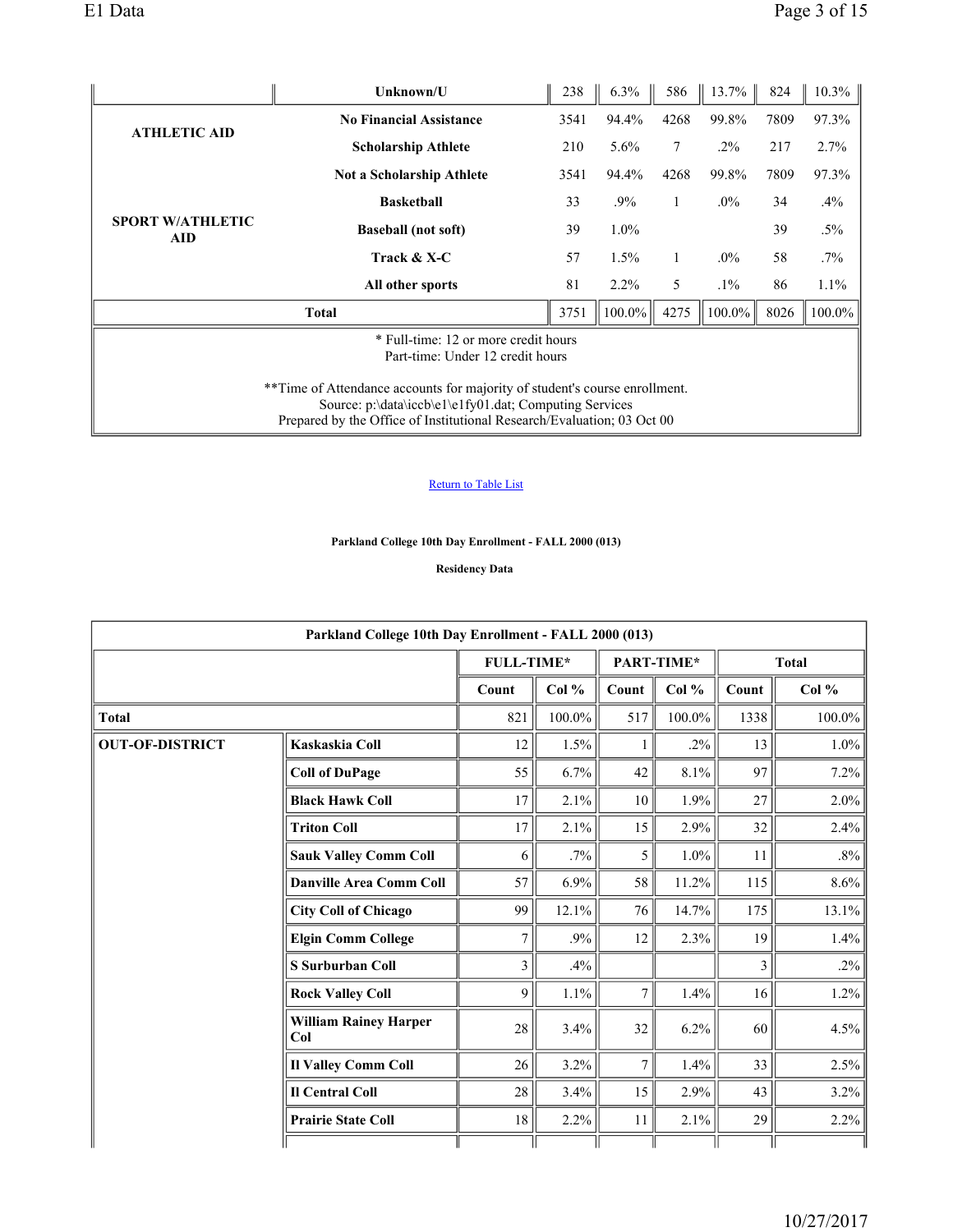| | | | | | | | |
|---|---|---|---|---|---|---|---|
| | **Unknown/U** | 238 | 6.3% | 586 | 13.7% | 824 | 10.3% |
| **ATHLETIC AID** | **No Financial Assistance** | 3541 | 94.4% | 4268 | 99.8% | 7809 | 97.3% |
| | **Scholarship Athlete** | 210 | 5.6% | 7 | .2% | 217 | 2.7% |
| **SPORT W/ATHLETIC AID** | **Not a Scholarship Athlete** | 3541 | 94.4% | 4268 | 99.8% | 7809 | 97.3% |
| | **Basketball** | 33 | .9% | 1 | .0% | 34 | .4% |
| | **Baseball (not soft)** | 39 | 1.0% | | | 39 | .5% |
| | **Track & X-C** | 57 | 1.5% | 1 | .0% | 58 | .7% |
| | **All other sports** | 81 | 2.2% | 5 | .1% | 86 | 1.1% |
| **Total** | | 3751 | 100.0% | 4275 | 100.0% | 8026 | 100.0% |

* Full-time: 12 or more credit hours
Part-time: Under 12 credit hours

**Time of Attendance accounts for majority of student's course enrollment.
Source: p:\data\iccb\e1\e1fy01.dat; Computing Services
Prepared by the Office of Institutional Research/Evaluation; 03 Oct 00

Return to Table List

**Parkland College 10th Day Enrollment - FALL 2000 (013)**

**Residency Data**

| Parkland College 10th Day Enrollment - FALL 2000 (013) | | | | | | | |
|---|---|---|---|---|---|---|---|
| | | **FULL-TIME*** | | **PART-TIME*** | | **Total** | |
| | | **Count** | **Col %** | **Count** | **Col %** | **Count** | **Col %** |
| **Total** | | 821 | 100.0% | 517 | 100.0% | 1338 | 100.0% |
| **OUT-OF-DISTRICT** | **Kaskaskia Coll** | 12 | 1.5% | 1 | .2% | 13 | 1.0% |
| | **Coll of DuPage** | 55 | 6.7% | 42 | 8.1% | 97 | 7.2% |
| | **Black Hawk Coll** | 17 | 2.1% | 10 | 1.9% | 27 | 2.0% |
| | **Triton Coll** | 17 | 2.1% | 15 | 2.9% | 32 | 2.4% |
| | **Sauk Valley Comm Coll** | 6 | .7% | 5 | 1.0% | 11 | .8% |
| | **Danville Area Comm Coll** | 57 | 6.9% | 58 | 11.2% | 115 | 8.6% |
| | **City Coll of Chicago** | 99 | 12.1% | 76 | 14.7% | 175 | 13.1% |
| | **Elgin Comm College** | 7 | .9% | 12 | 2.3% | 19 | 1.4% |
| | **S Surburban Coll** | 3 | .4% | | | 3 | .2% |
| | **Rock Valley Coll** | 9 | 1.1% | 7 | 1.4% | 16 | 1.2% |
| | **William Rainey Harper Col** | 28 | 3.4% | 32 | 6.2% | 60 | 4.5% |
| | **Il Valley Comm Coll** | 26 | 3.2% | 7 | 1.4% | 33 | 2.5% |
| | **Il Central Coll** | 28 | 3.4% | 15 | 2.9% | 43 | 3.2% |
| | **Prairie State Coll** | 18 | 2.2% | 11 | 2.1% | 29 | 2.2% |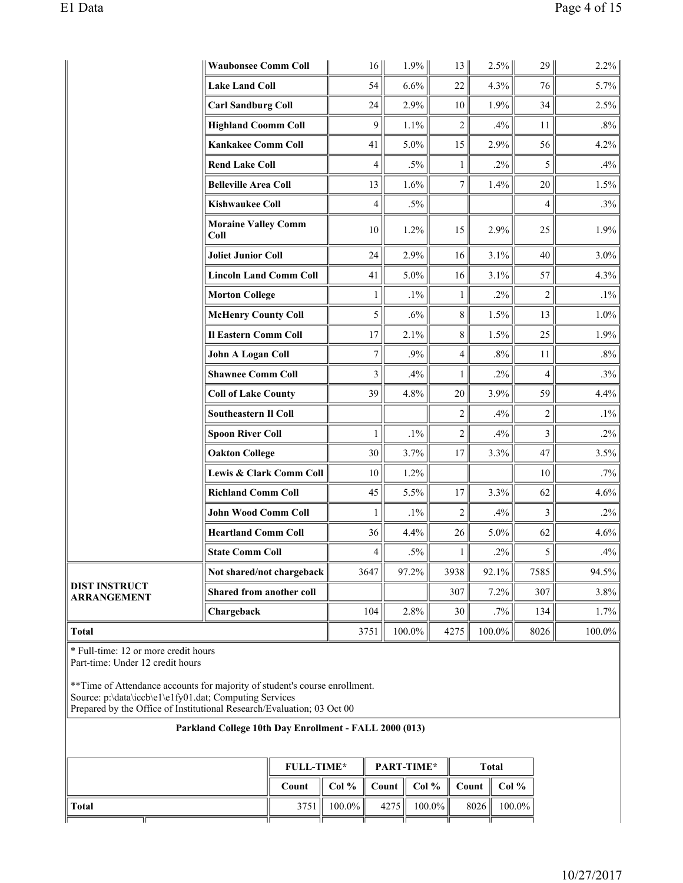| | | | | | | | |
|---|---|---|---|---|---|---|---|
| | **Waubonsee Comm Coll** | 16 | 1.9% | 13 | 2.5% | 29 | 2.2% |
| | **Lake Land Coll** | 54 | 6.6% | 22 | 4.3% | 76 | 5.7% |
| | **Carl Sandburg Coll** | 24 | 2.9% | 10 | 1.9% | 34 | 2.5% |
| | **Highland Coomm Coll** | 9 | 1.1% | 2 | .4% | 11 | .8% |
| | **Kankakee Comm Coll** | 41 | 5.0% | 15 | 2.9% | 56 | 4.2% |
| | **Rend Lake Coll** | 4 | .5% | 1 | .2% | 5 | .4% |
| | **Belleville Area Coll** | 13 | 1.6% | 7 | 1.4% | 20 | 1.5% |
| | **Kishwaukee Coll** | 4 | .5% | | | 4 | .3% |
| | **Moraine Valley Comm Coll** | 10 | 1.2% | 15 | 2.9% | 25 | 1.9% |
| | **Joliet Junior Coll** | 24 | 2.9% | 16 | 3.1% | 40 | 3.0% |
| | **Lincoln Land Comm Coll** | 41 | 5.0% | 16 | 3.1% | 57 | 4.3% |
| | **Morton College** | 1 | .1% | 1 | .2% | 2 | .1% |
| | **McHenry County Coll** | 5 | .6% | 8 | 1.5% | 13 | 1.0% |
| | **Il Eastern Comm Coll** | 17 | 2.1% | 8 | 1.5% | 25 | 1.9% |
| | **John A Logan Coll** | 7 | .9% | 4 | .8% | 11 | .8% |
| | **Shawnee Comm Coll** | 3 | .4% | 1 | .2% | 4 | .3% |
| | **Coll of Lake County** | 39 | 4.8% | 20 | 3.9% | 59 | 4.4% |
| | **Southeastern Il Coll** | | | 2 | .4% | 2 | .1% |
| | **Spoon River Coll** | 1 | .1% | 2 | .4% | 3 | .2% |
| | **Oakton College** | 30 | 3.7% | 17 | 3.3% | 47 | 3.5% |
| | **Lewis & Clark Comm Coll** | 10 | 1.2% | | | 10 | .7% |
| | **Richland Comm Coll** | 45 | 5.5% | 17 | 3.3% | 62 | 4.6% |
| | **John Wood Comm Coll** | 1 | .1% | 2 | .4% | 3 | .2% |
| | **Heartland Comm Coll** | 36 | 4.4% | 26 | 5.0% | 62 | 4.6% |
| | **State Comm Coll** | 4 | .5% | 1 | .2% | 5 | .4% |
| **DIST INSTRUCT ARRANGEMENT** | **Not shared/not chargeback** | 3647 | 97.2% | 3938 | 92.1% | 7585 | 94.5% |
| | **Shared from another coll** | | | 307 | 7.2% | 307 | 3.8% |
| | **Chargeback** | 104 | 2.8% | 30 | .7% | 134 | 1.7% |
| **Total** | | 3751 | 100.0% | 4275 | 100.0% | 8026 | 100.0% |

* Full-time: 12 or more credit hours
Part-time: Under 12 credit hours

**Time of Attendance accounts for majority of student's course enrollment.
Source: p:\data\iccb\e1\e1fy01.dat; Computing Services
Prepared by the Office of Institutional Research/Evaluation; 03 Oct 00

**Parkland College 10th Day Enrollment - FALL 2000 (013)**

| | FULL-TIME* | | PART-TIME* | | Total | |
|---|---|---|---|---|---|---|
| | Count | Col % | Count | Col % | Count | Col % |
| **Total** | 3751 | 100.0% | 4275 | 100.0% | 8026 | 100.0% |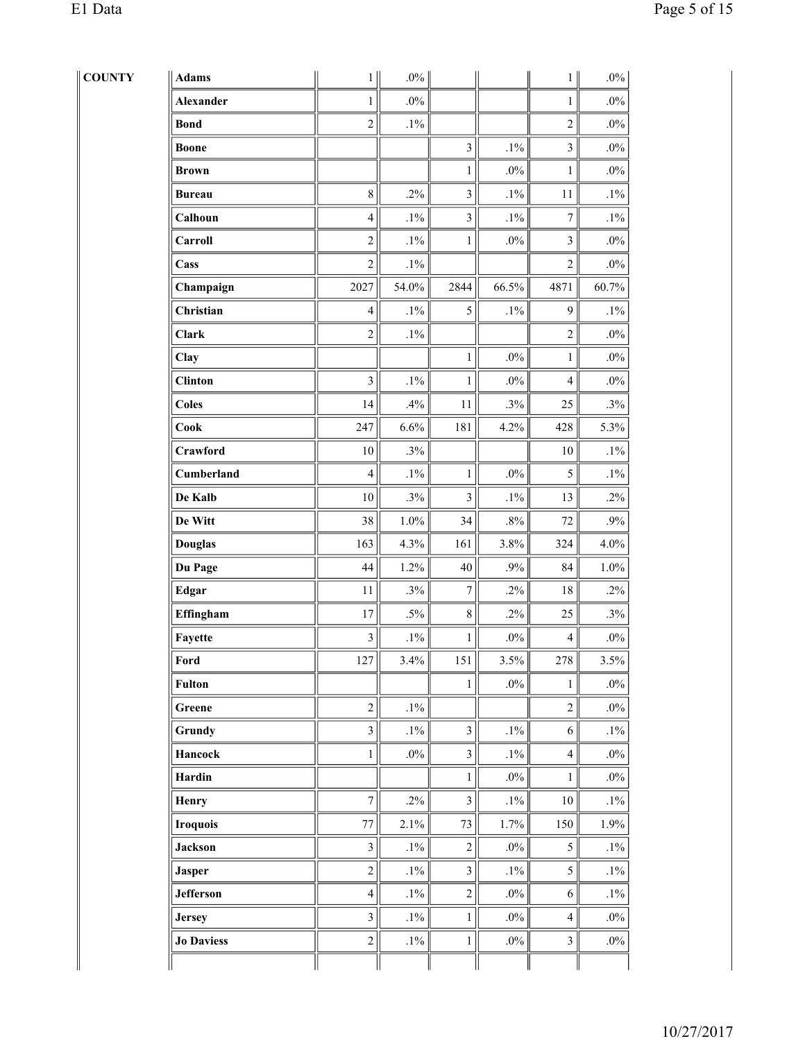| COUNTY | | | | | | |
|---|---|---|---|---|---|---|
| | **Adams** | 1 | .0% | | | 1 | .0% |
| | **Alexander** | 1 | .0% | | | 1 | .0% |
| | **Bond** | 2 | .1% | | | 2 | .0% |
| | **Boone** | | | 3 | .1% | 3 | .0% |
| | **Brown** | | | 1 | .0% | 1 | .0% |
| | **Bureau** | 8 | .2% | 3 | .1% | 11 | .1% |
| | **Calhoun** | 4 | .1% | 3 | .1% | 7 | .1% |
| | **Carroll** | 2 | .1% | 1 | .0% | 3 | .0% |
| | **Cass** | 2 | .1% | | | 2 | .0% |
| | **Champaign** | 2027 | 54.0% | 2844 | 66.5% | 4871 | 60.7% |
| | **Christian** | 4 | .1% | 5 | .1% | 9 | .1% |
| | **Clark** | 2 | .1% | | | 2 | .0% |
| | **Clay** | | | 1 | .0% | 1 | .0% |
| | **Clinton** | 3 | .1% | 1 | .0% | 4 | .0% |
| | **Coles** | 14 | .4% | 11 | .3% | 25 | .3% |
| | **Cook** | 247 | 6.6% | 181 | 4.2% | 428 | 5.3% |
| | **Crawford** | 10 | .3% | | | 10 | .1% |
| | **Cumberland** | 4 | .1% | 1 | .0% | 5 | .1% |
| | **De Kalb** | 10 | .3% | 3 | .1% | 13 | .2% |
| | **De Witt** | 38 | 1.0% | 34 | .8% | 72 | .9% |
| | **Douglas** | 163 | 4.3% | 161 | 3.8% | 324 | 4.0% |
| | **Du Page** | 44 | 1.2% | 40 | .9% | 84 | 1.0% |
| | **Edgar** | 11 | .3% | 7 | .2% | 18 | .2% |
| | **Effingham** | 17 | .5% | 8 | .2% | 25 | .3% |
| | **Fayette** | 3 | .1% | 1 | .0% | 4 | .0% |
| | **Ford** | 127 | 3.4% | 151 | 3.5% | 278 | 3.5% |
| | **Fulton** | | | 1 | .0% | 1 | .0% |
| | **Greene** | 2 | .1% | | | 2 | .0% |
| | **Grundy** | 3 | .1% | 3 | .1% | 6 | .1% |
| | **Hancock** | 1 | .0% | 3 | .1% | 4 | .0% |
| | **Hardin** | | | 1 | .0% | 1 | .0% |
| | **Henry** | 7 | .2% | 3 | .1% | 10 | .1% |
| | **Iroquois** | 77 | 2.1% | 73 | 1.7% | 150 | 1.9% |
| | **Jackson** | 3 | .1% | 2 | .0% | 5 | .1% |
| | **Jasper** | 2 | .1% | 3 | .1% | 5 | .1% |
| | **Jefferson** | 4 | .1% | 2 | .0% | 6 | .1% |
| | **Jersey** | 3 | .1% | 1 | .0% | 4 | .0% |
| | **Jo Daviess** | 2 | .1% | 1 | .0% | 3 | .0% |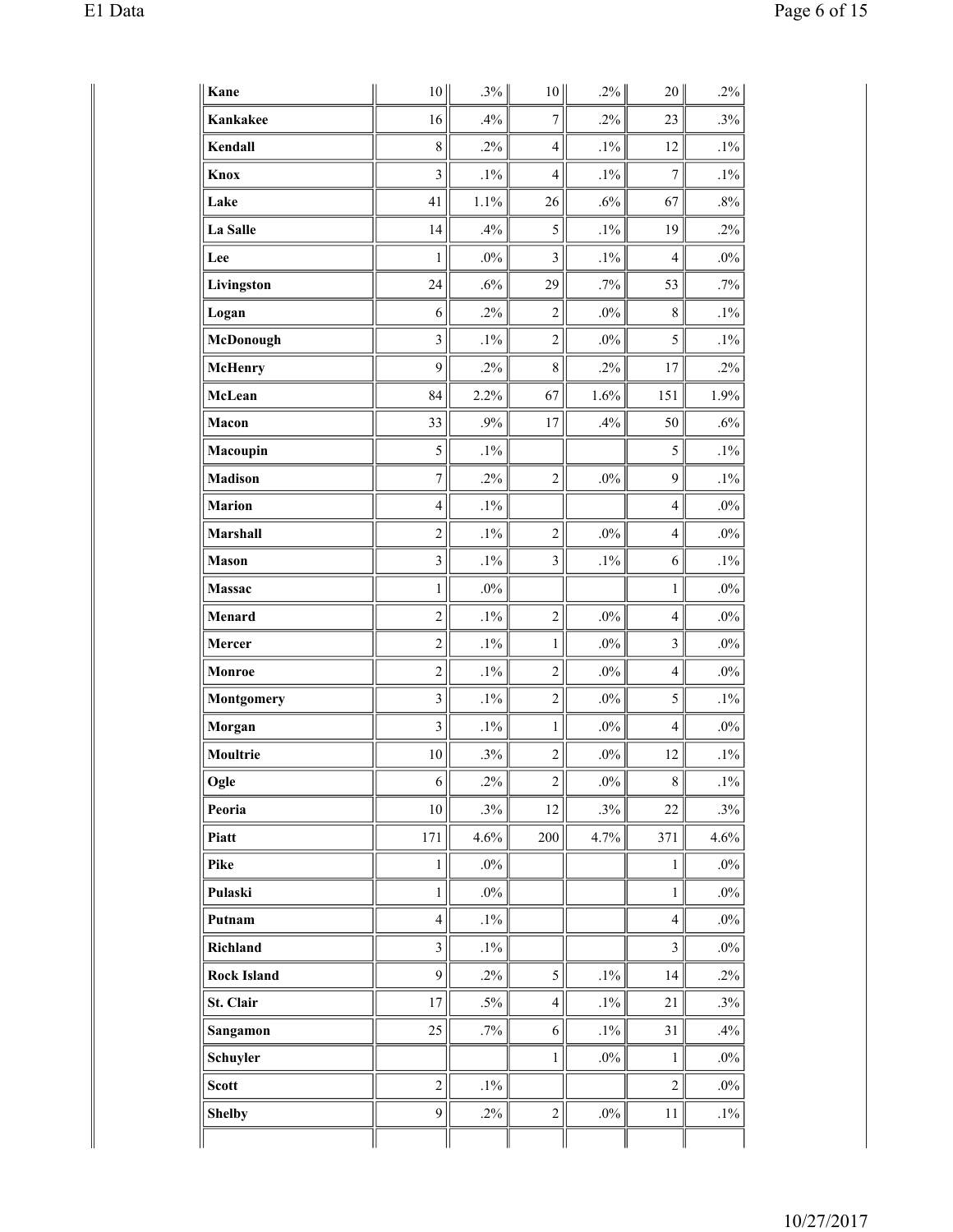| | | | | | | |
|---|---|---|---|---|---|---|
| **Kane** | 10 | .3% | 10 | .2% | 20 | .2% |
| **Kankakee** | 16 | .4% | 7 | .2% | 23 | .3% |
| **Kendall** | 8 | .2% | 4 | .1% | 12 | .1% |
| **Knox** | 3 | .1% | 4 | .1% | 7 | .1% |
| **Lake** | 41 | 1.1% | 26 | .6% | 67 | .8% |
| **La Salle** | 14 | .4% | 5 | .1% | 19 | .2% |
| **Lee** | 1 | .0% | 3 | .1% | 4 | .0% |
| **Livingston** | 24 | .6% | 29 | .7% | 53 | .7% |
| **Logan** | 6 | .2% | 2 | .0% | 8 | .1% |
| **McDonough** | 3 | .1% | 2 | .0% | 5 | .1% |
| **McHenry** | 9 | .2% | 8 | .2% | 17 | .2% |
| **McLean** | 84 | 2.2% | 67 | 1.6% | 151 | 1.9% |
| **Macon** | 33 | .9% | 17 | .4% | 50 | .6% |
| **Macoupin** | 5 | .1% | | | 5 | .1% |
| **Madison** | 7 | .2% | 2 | .0% | 9 | .1% |
| **Marion** | 4 | .1% | | | 4 | .0% |
| **Marshall** | 2 | .1% | 2 | .0% | 4 | .0% |
| **Mason** | 3 | .1% | 3 | .1% | 6 | .1% |
| **Massac** | 1 | .0% | | | 1 | .0% |
| **Menard** | 2 | .1% | 2 | .0% | 4 | .0% |
| **Mercer** | 2 | .1% | 1 | .0% | 3 | .0% |
| **Monroe** | 2 | .1% | 2 | .0% | 4 | .0% |
| **Montgomery** | 3 | .1% | 2 | .0% | 5 | .1% |
| **Morgan** | 3 | .1% | 1 | .0% | 4 | .0% |
| **Moultrie** | 10 | .3% | 2 | .0% | 12 | .1% |
| **Ogle** | 6 | .2% | 2 | .0% | 8 | .1% |
| **Peoria** | 10 | .3% | 12 | .3% | 22 | .3% |
| **Piatt** | 171 | 4.6% | 200 | 4.7% | 371 | 4.6% |
| **Pike** | 1 | .0% | | | 1 | .0% |
| **Pulaski** | 1 | .0% | | | 1 | .0% |
| **Putnam** | 4 | .1% | | | 4 | .0% |
| **Richland** | 3 | .1% | | | 3 | .0% |
| **Rock Island** | 9 | .2% | 5 | .1% | 14 | .2% |
| **St. Clair** | 17 | .5% | 4 | .1% | 21 | .3% |
| **Sangamon** | 25 | .7% | 6 | .1% | 31 | .4% |
| **Schuyler** | | | 1 | .0% | 1 | .0% |
| **Scott** | 2 | .1% | | | 2 | .0% |
| **Shelby** | 9 | .2% | 2 | .0% | 11 | .1% |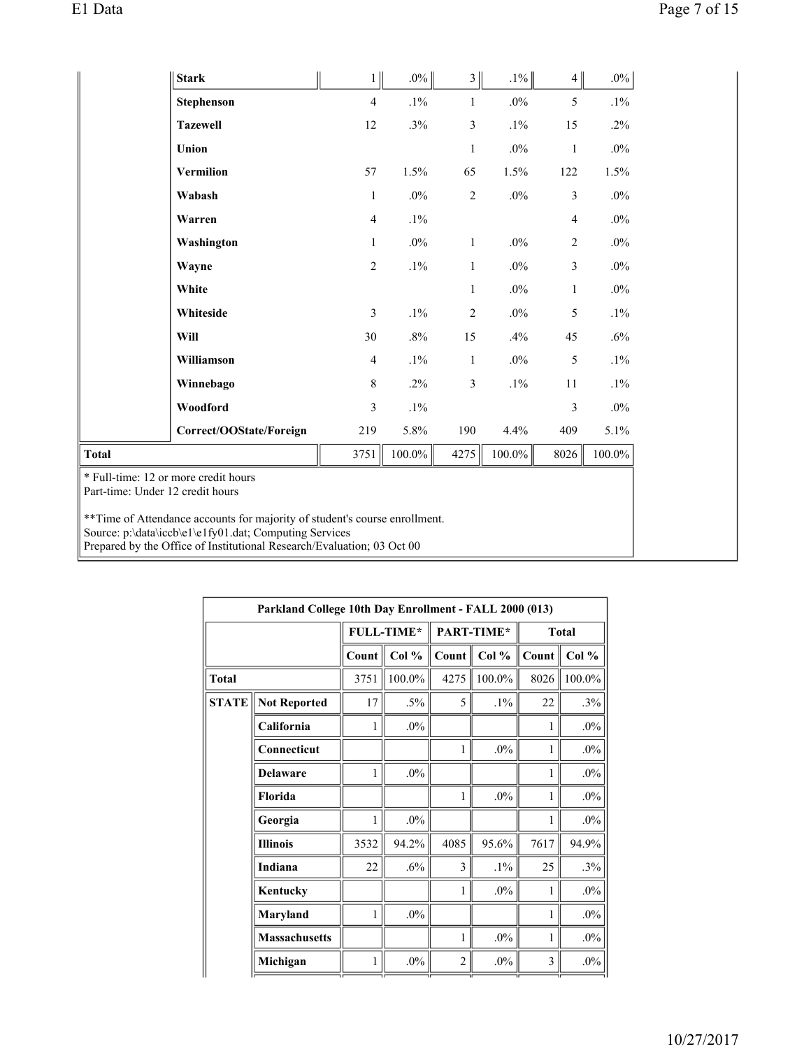| | | | | | | | |
|---|---|---|---|---|---|---|---|
| | Stark | 1 | .0% | 3 | .1% | 4 | .0% |
| | Stephenson | 4 | .1% | 1 | .0% | 5 | .1% |
| | Tazewell | 12 | .3% | 3 | .1% | 15 | .2% |
| | Union | | | 1 | .0% | 1 | .0% |
| | Vermilion | 57 | 1.5% | 65 | 1.5% | 122 | 1.5% |
| | Wabash | 1 | .0% | 2 | .0% | 3 | .0% |
| | Warren | 4 | .1% | | | 4 | .0% |
| | Washington | 1 | .0% | 1 | .0% | 2 | .0% |
| | Wayne | 2 | .1% | 1 | .0% | 3 | .0% |
| | White | | | 1 | .0% | 1 | .0% |
| | Whiteside | 3 | .1% | 2 | .0% | 5 | .1% |
| | Will | 30 | .8% | 15 | .4% | 45 | .6% |
| | Williamson | 4 | .1% | 1 | .0% | 5 | .1% |
| | Winnebago | 8 | .2% | 3 | .1% | 11 | .1% |
| | Woodford | 3 | .1% | | | 3 | .0% |
| | Correct/OOState/Foreign | 219 | 5.8% | 190 | 4.4% | 409 | 5.1% |
| **Total** | | 3751 | 100.0% | 4275 | 100.0% | 8026 | 100.0% |

* Full-time: 12 or more credit hours
Part-time: Under 12 credit hours

**Time of Attendance accounts for majority of student's course enrollment.
Source: p:\data\iccb\e1\e1fy01.dat; Computing Services
Prepared by the Office of Institutional Research/Evaluation; 03 Oct 00

**Parkland College 10th Day Enrollment - FALL 2000 (013)**

| | | FULL-TIME* | | PART-TIME* | | Total | |
|---|---|---|---|---|---|---|---|
| | | Count | Col % | Count | Col % | Count | Col % |
| **Total** | | 3751 | 100.0% | 4275 | 100.0% | 8026 | 100.0% |
| **STATE** | Not Reported | 17 | .5% | 5 | .1% | 22 | .3% |
| | California | 1 | .0% | | | 1 | .0% |
| | Connecticut | | | 1 | .0% | 1 | .0% |
| | Delaware | 1 | .0% | | | 1 | .0% |
| | Florida | | | 1 | .0% | 1 | .0% |
| | Georgia | 1 | .0% | | | 1 | .0% |
| | Illinois | 3532 | 94.2% | 4085 | 95.6% | 7617 | 94.9% |
| | Indiana | 22 | .6% | 3 | .1% | 25 | .3% |
| | Kentucky | | | 1 | .0% | 1 | .0% |
| | Maryland | 1 | .0% | | | 1 | .0% |
| | Massachusetts | | | 1 | .0% | 1 | .0% |
| | Michigan | 1 | .0% | 2 | .0% | 3 | .0% |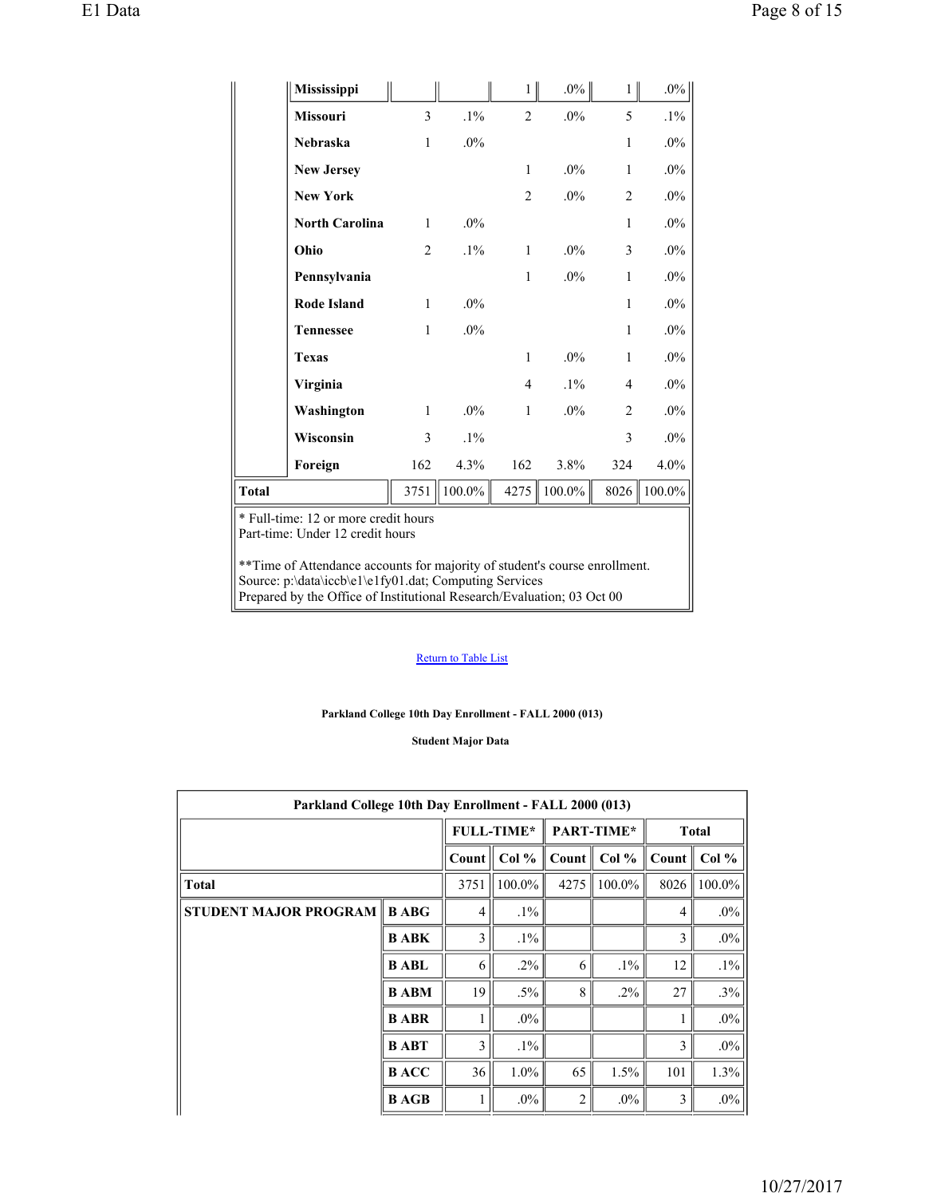| | | FULL-TIME* Count | Col % | PART-TIME* Count | Col % | Total Count | Col % |
|---|---|---|---|---|---|---|---|
| | Mississippi | | | 1 | .0% | 1 | .0% |
| | Missouri | 3 | .1% | 2 | .0% | 5 | .1% |
| | Nebraska | 1 | .0% | | | 1 | .0% |
| | New Jersey | | | 1 | .0% | 1 | .0% |
| | New York | | | 2 | .0% | 2 | .0% |
| | North Carolina | 1 | .0% | | | 1 | .0% |
| | Ohio | 2 | .1% | 1 | .0% | 3 | .0% |
| | Pennsylvania | | | 1 | .0% | 1 | .0% |
| | Rode Island | 1 | .0% | | | 1 | .0% |
| | Tennessee | 1 | .0% | | | 1 | .0% |
| | Texas | | | 1 | .0% | 1 | .0% |
| | Virginia | | | 4 | .1% | 4 | .0% |
| | Washington | 1 | .0% | 1 | .0% | 2 | .0% |
| | Wisconsin | 3 | .1% | | | 3 | .0% |
| | Foreign | 162 | 4.3% | 162 | 3.8% | 324 | 4.0% |
| **Total** | | 3751 | 100.0% | 4275 | 100.0% | 8026 | 100.0% |

* Full-time: 12 or more credit hours
Part-time: Under 12 credit hours

**Time of Attendance accounts for majority of student's course enrollment.
Source: p:\data\iccb\e1\e1fy01.dat; Computing Services
Prepared by the Office of Institutional Research/Evaluation; 03 Oct 00

Return to Table List

**Parkland College 10th Day Enrollment - FALL 2000 (013)**

**Student Major Data**

| Parkland College 10th Day Enrollment - FALL 2000 (013) | | | | | | | |
|---|---|---|---|---|---|---|---|
| | | FULL-TIME* | | PART-TIME* | | Total | |
| | | Count | Col % | Count | Col % | Count | Col % |
| **Total** | | 3751 | 100.0% | 4275 | 100.0% | 8026 | 100.0% |
| **STUDENT MAJOR PROGRAM** | **B ABG** | 4 | .1% | | | 4 | .0% |
| | **B ABK** | 3 | .1% | | | 3 | .0% |
| | **B ABL** | 6 | .2% | 6 | .1% | 12 | .1% |
| | **B ABM** | 19 | .5% | 8 | .2% | 27 | .3% |
| | **B ABR** | 1 | .0% | | | 1 | .0% |
| | **B ABT** | 3 | .1% | | | 3 | .0% |
| | **B ACC** | 36 | 1.0% | 65 | 1.5% | 101 | 1.3% |
| | **B AGB** | 1 | .0% | 2 | .0% | 3 | .0% |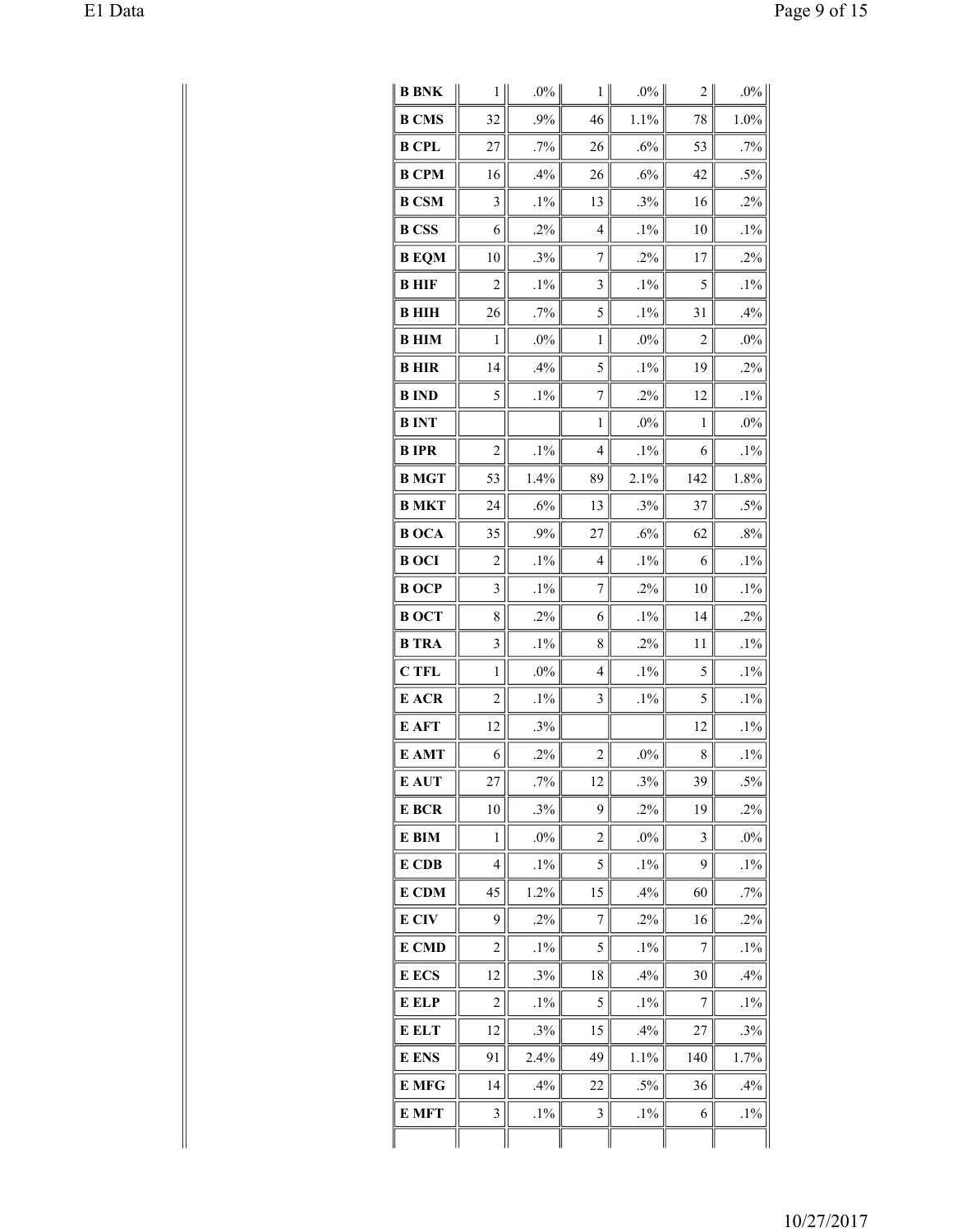| | | | | | | |
|---|---|---|---|---|---|---|
| **B BNK** | 1 | .0% | 1 | .0% | 2 | .0% |
| **B CMS** | 32 | .9% | 46 | 1.1% | 78 | 1.0% |
| **B CPL** | 27 | .7% | 26 | .6% | 53 | .7% |
| **B CPM** | 16 | .4% | 26 | .6% | 42 | .5% |
| **B CSM** | 3 | .1% | 13 | .3% | 16 | .2% |
| **B CSS** | 6 | .2% | 4 | .1% | 10 | .1% |
| **B EQM** | 10 | .3% | 7 | .2% | 17 | .2% |
| **B HIF** | 2 | .1% | 3 | .1% | 5 | .1% |
| **B HIH** | 26 | .7% | 5 | .1% | 31 | .4% |
| **B HIM** | 1 | .0% | 1 | .0% | 2 | .0% |
| **B HIR** | 14 | .4% | 5 | .1% | 19 | .2% |
| **B IND** | 5 | .1% | 7 | .2% | 12 | .1% |
| **B INT** | | | 1 | .0% | 1 | .0% |
| **B IPR** | 2 | .1% | 4 | .1% | 6 | .1% |
| **B MGT** | 53 | 1.4% | 89 | 2.1% | 142 | 1.8% |
| **B MKT** | 24 | .6% | 13 | .3% | 37 | .5% |
| **B OCA** | 35 | .9% | 27 | .6% | 62 | .8% |
| **B OCI** | 2 | .1% | 4 | .1% | 6 | .1% |
| **B OCP** | 3 | .1% | 7 | .2% | 10 | .1% |
| **B OCT** | 8 | .2% | 6 | .1% | 14 | .2% |
| **B TRA** | 3 | .1% | 8 | .2% | 11 | .1% |
| **C TFL** | 1 | .0% | 4 | .1% | 5 | .1% |
| **E ACR** | 2 | .1% | 3 | .1% | 5 | .1% |
| **E AFT** | 12 | .3% | | | 12 | .1% |
| **E AMT** | 6 | .2% | 2 | .0% | 8 | .1% |
| **E AUT** | 27 | .7% | 12 | .3% | 39 | .5% |
| **E BCR** | 10 | .3% | 9 | .2% | 19 | .2% |
| **E BIM** | 1 | .0% | 2 | .0% | 3 | .0% |
| **E CDB** | 4 | .1% | 5 | .1% | 9 | .1% |
| **E CDM** | 45 | 1.2% | 15 | .4% | 60 | .7% |
| **E CIV** | 9 | .2% | 7 | .2% | 16 | .2% |
| **E CMD** | 2 | .1% | 5 | .1% | 7 | .1% |
| **E ECS** | 12 | .3% | 18 | .4% | 30 | .4% |
| **E ELP** | 2 | .1% | 5 | .1% | 7 | .1% |
| **E ELT** | 12 | .3% | 15 | .4% | 27 | .3% |
| **E ENS** | 91 | 2.4% | 49 | 1.1% | 140 | 1.7% |
| **E MFG** | 14 | .4% | 22 | .5% | 36 | .4% |
| **E MFT** | 3 | .1% | 3 | .1% | 6 | .1% |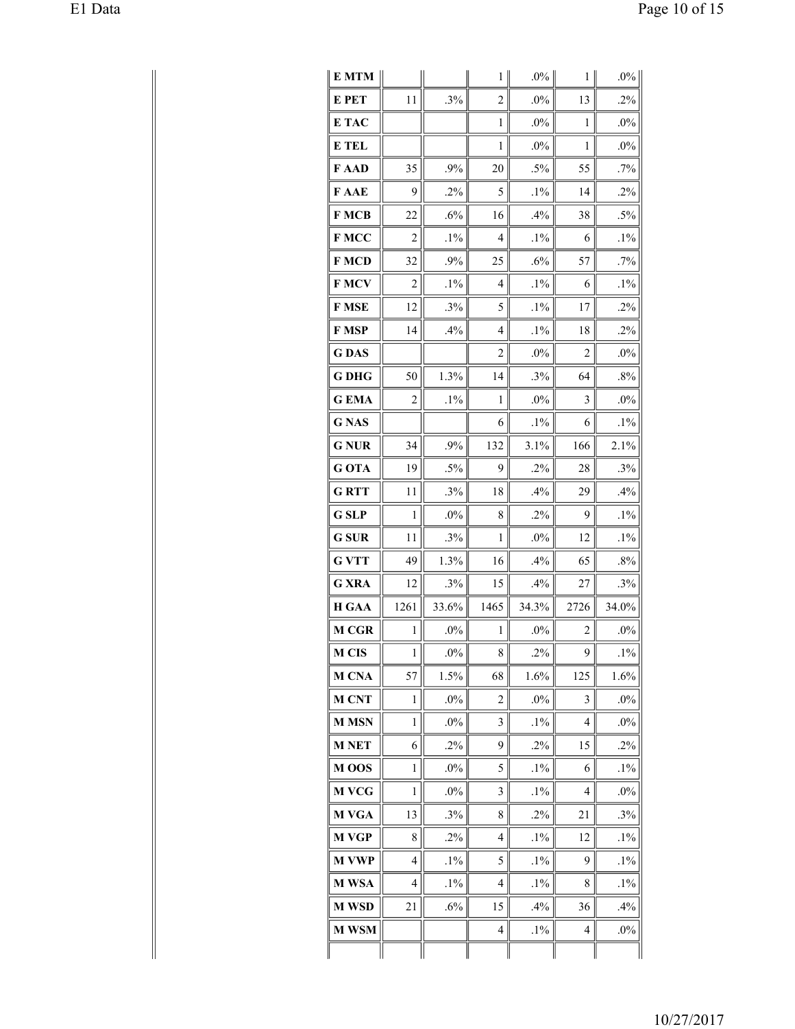| | | | | | | |
|---|---|---|---|---|---|---|
| **E MTM** | | | 1 | .0% | 1 | .0% |
| **E PET** | 11 | .3% | 2 | .0% | 13 | .2% |
| **E TAC** | | | 1 | .0% | 1 | .0% |
| **E TEL** | | | 1 | .0% | 1 | .0% |
| **F AAD** | 35 | .9% | 20 | .5% | 55 | .7% |
| **F AAE** | 9 | .2% | 5 | .1% | 14 | .2% |
| **F MCB** | 22 | .6% | 16 | .4% | 38 | .5% |
| **F MCC** | 2 | .1% | 4 | .1% | 6 | .1% |
| **F MCD** | 32 | .9% | 25 | .6% | 57 | .7% |
| **F MCV** | 2 | .1% | 4 | .1% | 6 | .1% |
| **F MSE** | 12 | .3% | 5 | .1% | 17 | .2% |
| **F MSP** | 14 | .4% | 4 | .1% | 18 | .2% |
| **G DAS** | | | 2 | .0% | 2 | .0% |
| **G DHG** | 50 | 1.3% | 14 | .3% | 64 | .8% |
| **G EMA** | 2 | .1% | 1 | .0% | 3 | .0% |
| **G NAS** | | | 6 | .1% | 6 | .1% |
| **G NUR** | 34 | .9% | 132 | 3.1% | 166 | 2.1% |
| **G OTA** | 19 | .5% | 9 | .2% | 28 | .3% |
| **G RTT** | 11 | .3% | 18 | .4% | 29 | .4% |
| **G SLP** | 1 | .0% | 8 | .2% | 9 | .1% |
| **G SUR** | 11 | .3% | 1 | .0% | 12 | .1% |
| **G VTT** | 49 | 1.3% | 16 | .4% | 65 | .8% |
| **G XRA** | 12 | .3% | 15 | .4% | 27 | .3% |
| **H GAA** | 1261 | 33.6% | 1465 | 34.3% | 2726 | 34.0% |
| **M CGR** | 1 | .0% | 1 | .0% | 2 | .0% |
| **M CIS** | 1 | .0% | 8 | .2% | 9 | .1% |
| **M CNA** | 57 | 1.5% | 68 | 1.6% | 125 | 1.6% |
| **M CNT** | 1 | .0% | 2 | .0% | 3 | .0% |
| **M MSN** | 1 | .0% | 3 | .1% | 4 | .0% |
| **M NET** | 6 | .2% | 9 | .2% | 15 | .2% |
| **M OOS** | 1 | .0% | 5 | .1% | 6 | .1% |
| **M VCG** | 1 | .0% | 3 | .1% | 4 | .0% |
| **M VGA** | 13 | .3% | 8 | .2% | 21 | .3% |
| **M VGP** | 8 | .2% | 4 | .1% | 12 | .1% |
| **M VWP** | 4 | .1% | 5 | .1% | 9 | .1% |
| **M WSA** | 4 | .1% | 4 | .1% | 8 | .1% |
| **M WSD** | 21 | .6% | 15 | .4% | 36 | .4% |
| **M WSM** | | | 4 | .1% | 4 | .0% |
| | | | | | | |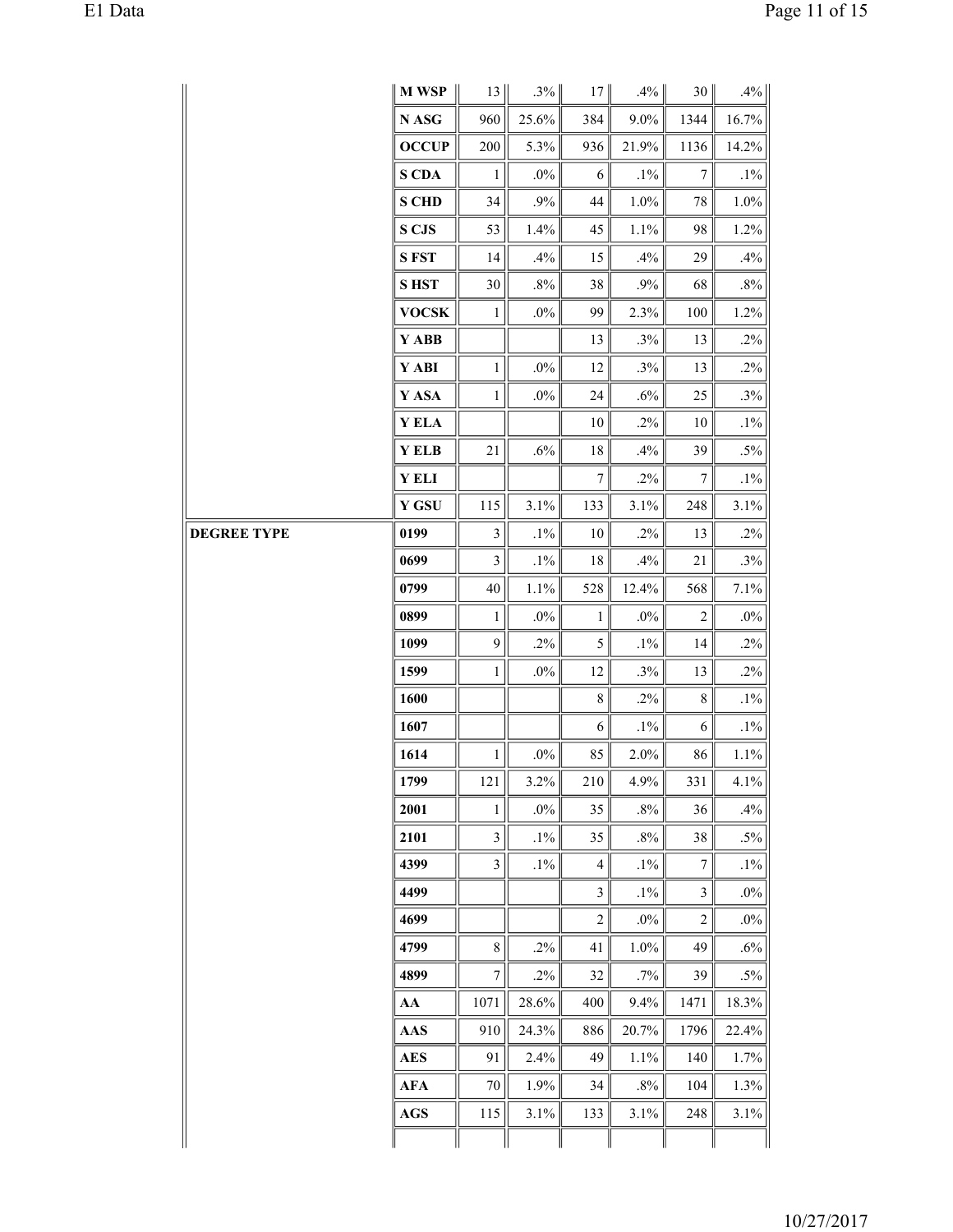| | | | | | | | |
|---|---|---|---|---|---|---|---|
| | **M WSP** | 13 | .3% | 17 | .4% | 30 | .4% |
| | **N ASG** | 960 | 25.6% | 384 | 9.0% | 1344 | 16.7% |
| | **OCCUP** | 200 | 5.3% | 936 | 21.9% | 1136 | 14.2% |
| | **S CDA** | 1 | .0% | 6 | .1% | 7 | .1% |
| | **S CHD** | 34 | .9% | 44 | 1.0% | 78 | 1.0% |
| | **S CJS** | 53 | 1.4% | 45 | 1.1% | 98 | 1.2% |
| | **S FST** | 14 | .4% | 15 | .4% | 29 | .4% |
| | **S HST** | 30 | .8% | 38 | .9% | 68 | .8% |
| | **VOCSK** | 1 | .0% | 99 | 2.3% | 100 | 1.2% |
| | **Y ABB** | | | 13 | .3% | 13 | .2% |
| | **Y ABI** | 1 | .0% | 12 | .3% | 13 | .2% |
| | **Y ASA** | 1 | .0% | 24 | .6% | 25 | .3% |
| | **Y ELA** | | | 10 | .2% | 10 | .1% |
| | **Y ELB** | 21 | .6% | 18 | .4% | 39 | .5% |
| | **Y ELI** | | | 7 | .2% | 7 | .1% |
| | **Y GSU** | 115 | 3.1% | 133 | 3.1% | 248 | 3.1% |
| **DEGREE TYPE** | **0199** | 3 | .1% | 10 | .2% | 13 | .2% |
| | **0699** | 3 | .1% | 18 | .4% | 21 | .3% |
| | **0799** | 40 | 1.1% | 528 | 12.4% | 568 | 7.1% |
| | **0899** | 1 | .0% | 1 | .0% | 2 | .0% |
| | **1099** | 9 | .2% | 5 | .1% | 14 | .2% |
| | **1599** | 1 | .0% | 12 | .3% | 13 | .2% |
| | **1600** | | | 8 | .2% | 8 | .1% |
| | **1607** | | | 6 | .1% | 6 | .1% |
| | **1614** | 1 | .0% | 85 | 2.0% | 86 | 1.1% |
| | **1799** | 121 | 3.2% | 210 | 4.9% | 331 | 4.1% |
| | **2001** | 1 | .0% | 35 | .8% | 36 | .4% |
| | **2101** | 3 | .1% | 35 | .8% | 38 | .5% |
| | **4399** | 3 | .1% | 4 | .1% | 7 | .1% |
| | **4499** | | | 3 | .1% | 3 | .0% |
| | **4699** | | | 2 | .0% | 2 | .0% |
| | **4799** | 8 | .2% | 41 | 1.0% | 49 | .6% |
| | **4899** | 7 | .2% | 32 | .7% | 39 | .5% |
| | **AA** | 1071 | 28.6% | 400 | 9.4% | 1471 | 18.3% |
| | **AAS** | 910 | 24.3% | 886 | 20.7% | 1796 | 22.4% |
| | **AES** | 91 | 2.4% | 49 | 1.1% | 140 | 1.7% |
| | **AFA** | 70 | 1.9% | 34 | .8% | 104 | 1.3% |
| | **AGS** | 115 | 3.1% | 133 | 3.1% | 248 | 3.1% |
| | | | | | | | |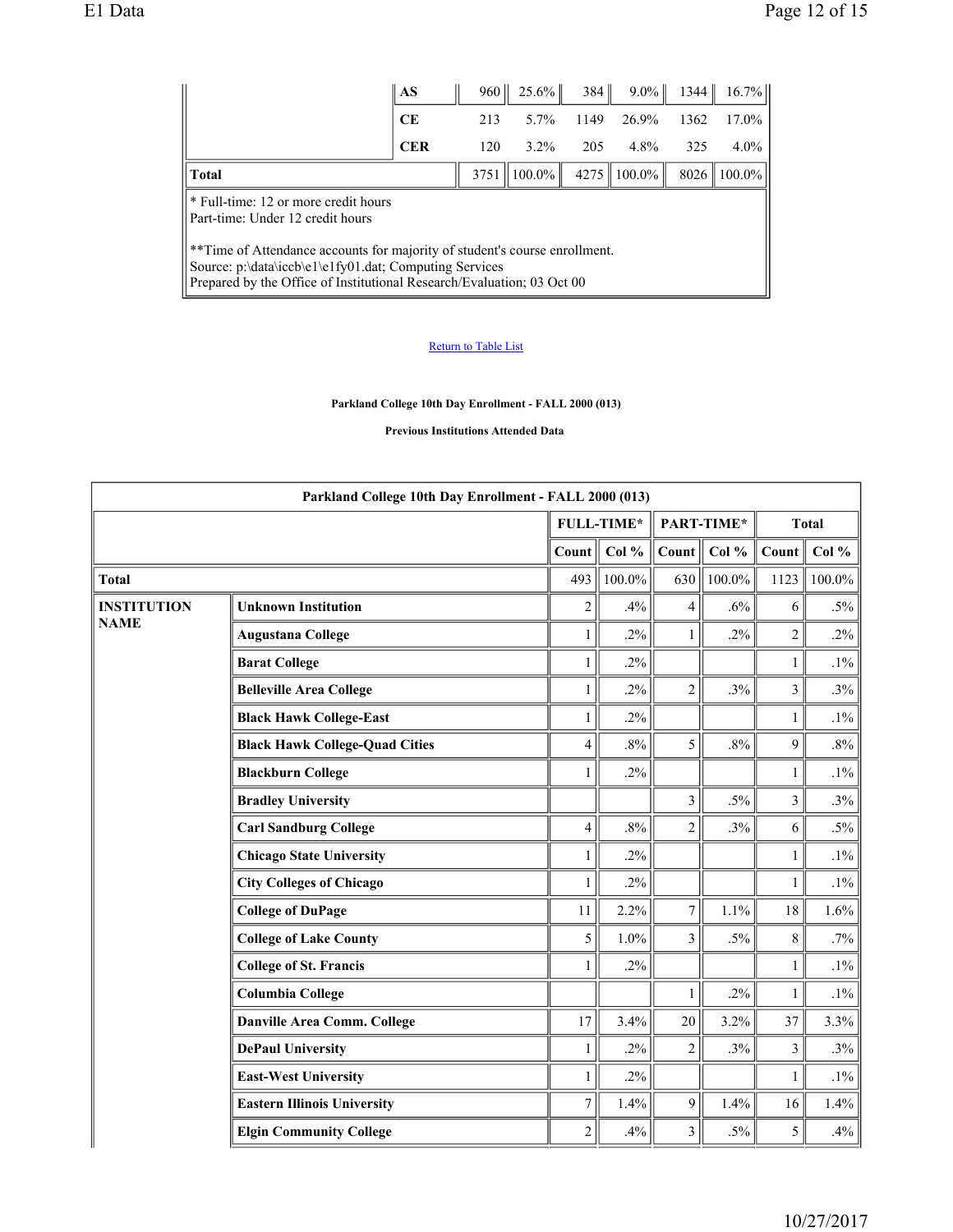| | | Count | Col % | Count | Col % | Count | Col % |
|---|---|---|---|---|---|---|---|
| | **AS** | 960 | 25.6% | 384 | 9.0% | 1344 | 16.7% |
| | **CE** | 213 | 5.7% | 1149 | 26.9% | 1362 | 17.0% |
| | **CER** | 120 | 3.2% | 205 | 4.8% | 325 | 4.0% |
| **Total** | | 3751 | 100.0% | 4275 | 100.0% | 8026 | 100.0% |

* Full-time: 12 or more credit hours
Part-time: Under 12 credit hours

**Time of Attendance accounts for majority of student's course enrollment.
Source: p:\data\iccb\e1\e1fy01.dat; Computing Services
Prepared by the Office of Institutional Research/Evaluation; 03 Oct 00

Return to Table List

**Parkland College 10th Day Enrollment - FALL 2000 (013)**

**Previous Institutions Attended Data**

| Parkland College 10th Day Enrollment - FALL 2000 (013) | | | | | | | |
|---|---|---|---|---|---|---|---|
| | | **FULL-TIME*** | | **PART-TIME*** | | **Total** | |
| | | **Count** | **Col %** | **Count** | **Col %** | **Count** | **Col %** |
| **Total** | | 493 | 100.0% | 630 | 100.0% | 1123 | 100.0% |
| **INSTITUTION NAME** | **Unknown Institution** | 2 | .4% | 4 | .6% | 6 | .5% |
| | **Augustana College** | 1 | .2% | 1 | .2% | 2 | .2% |
| | **Barat College** | 1 | .2% | | | 1 | .1% |
| | **Belleville Area College** | 1 | .2% | 2 | .3% | 3 | .3% |
| | **Black Hawk College-East** | 1 | .2% | | | 1 | .1% |
| | **Black Hawk College-Quad Cities** | 4 | .8% | 5 | .8% | 9 | .8% |
| | **Blackburn College** | 1 | .2% | | | 1 | .1% |
| | **Bradley University** | | | 3 | .5% | 3 | .3% |
| | **Carl Sandburg College** | 4 | .8% | 2 | .3% | 6 | .5% |
| | **Chicago State University** | 1 | .2% | | | 1 | .1% |
| | **City Colleges of Chicago** | 1 | .2% | | | 1 | .1% |
| | **College of DuPage** | 11 | 2.2% | 7 | 1.1% | 18 | 1.6% |
| | **College of Lake County** | 5 | 1.0% | 3 | .5% | 8 | .7% |
| | **College of St. Francis** | 1 | .2% | | | 1 | .1% |
| | **Columbia College** | | | 1 | .2% | 1 | .1% |
| | **Danville Area Comm. College** | 17 | 3.4% | 20 | 3.2% | 37 | 3.3% |
| | **DePaul University** | 1 | .2% | 2 | .3% | 3 | .3% |
| | **East-West University** | 1 | .2% | | | 1 | .1% |
| | **Eastern Illinois University** | 7 | 1.4% | 9 | 1.4% | 16 | 1.4% |
| | **Elgin Community College** | 2 | .4% | 3 | .5% | 5 | .4% |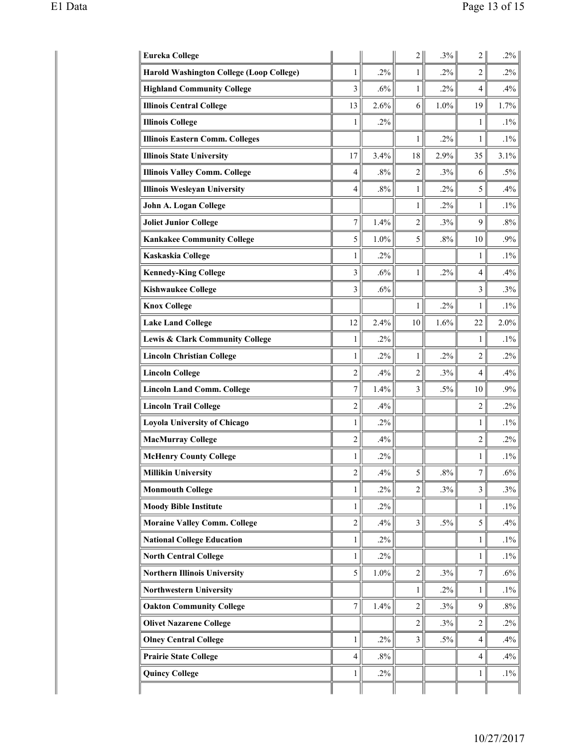| | | | | | | |
|---|---|---|---|---|---|---|
| **Eureka College** | | | 2 | .3% | 2 | .2% |
| **Harold Washington College (Loop College)** | 1 | .2% | 1 | .2% | 2 | .2% |
| **Highland Community College** | 3 | .6% | 1 | .2% | 4 | .4% |
| **Illinois Central College** | 13 | 2.6% | 6 | 1.0% | 19 | 1.7% |
| **Illinois College** | 1 | .2% | | | 1 | .1% |
| **Illinois Eastern Comm. Colleges** | | | 1 | .2% | 1 | .1% |
| **Illinois State University** | 17 | 3.4% | 18 | 2.9% | 35 | 3.1% |
| **Illinois Valley Comm. College** | 4 | .8% | 2 | .3% | 6 | .5% |
| **Illinois Wesleyan University** | 4 | .8% | 1 | .2% | 5 | .4% |
| **John A. Logan College** | | | 1 | .2% | 1 | .1% |
| **Joliet Junior College** | 7 | 1.4% | 2 | .3% | 9 | .8% |
| **Kankakee Community College** | 5 | 1.0% | 5 | .8% | 10 | .9% |
| **Kaskaskia College** | 1 | .2% | | | 1 | .1% |
| **Kennedy-King College** | 3 | .6% | 1 | .2% | 4 | .4% |
| **Kishwaukee College** | 3 | .6% | | | 3 | .3% |
| **Knox College** | | | 1 | .2% | 1 | .1% |
| **Lake Land College** | 12 | 2.4% | 10 | 1.6% | 22 | 2.0% |
| **Lewis & Clark Community College** | 1 | .2% | | | 1 | .1% |
| **Lincoln Christian College** | 1 | .2% | 1 | .2% | 2 | .2% |
| **Lincoln College** | 2 | .4% | 2 | .3% | 4 | .4% |
| **Lincoln Land Comm. College** | 7 | 1.4% | 3 | .5% | 10 | .9% |
| **Lincoln Trail College** | 2 | .4% | | | 2 | .2% |
| **Loyola University of Chicago** | 1 | .2% | | | 1 | .1% |
| **MacMurray College** | 2 | .4% | | | 2 | .2% |
| **McHenry County College** | 1 | .2% | | | 1 | .1% |
| **Millikin University** | 2 | .4% | 5 | .8% | 7 | .6% |
| **Monmouth College** | 1 | .2% | 2 | .3% | 3 | .3% |
| **Moody Bible Institute** | 1 | .2% | | | 1 | .1% |
| **Moraine Valley Comm. College** | 2 | .4% | 3 | .5% | 5 | .4% |
| **National College Education** | 1 | .2% | | | 1 | .1% |
| **North Central College** | 1 | .2% | | | 1 | .1% |
| **Northern Illinois University** | 5 | 1.0% | 2 | .3% | 7 | .6% |
| **Northwestern University** | | | 1 | .2% | 1 | .1% |
| **Oakton Community College** | 7 | 1.4% | 2 | .3% | 9 | .8% |
| **Olivet Nazarene College** | | | 2 | .3% | 2 | .2% |
| **Olney Central College** | 1 | .2% | 3 | .5% | 4 | .4% |
| **Prairie State College** | 4 | .8% | | | 4 | .4% |
| **Quincy College** | 1 | .2% | | | 1 | .1% |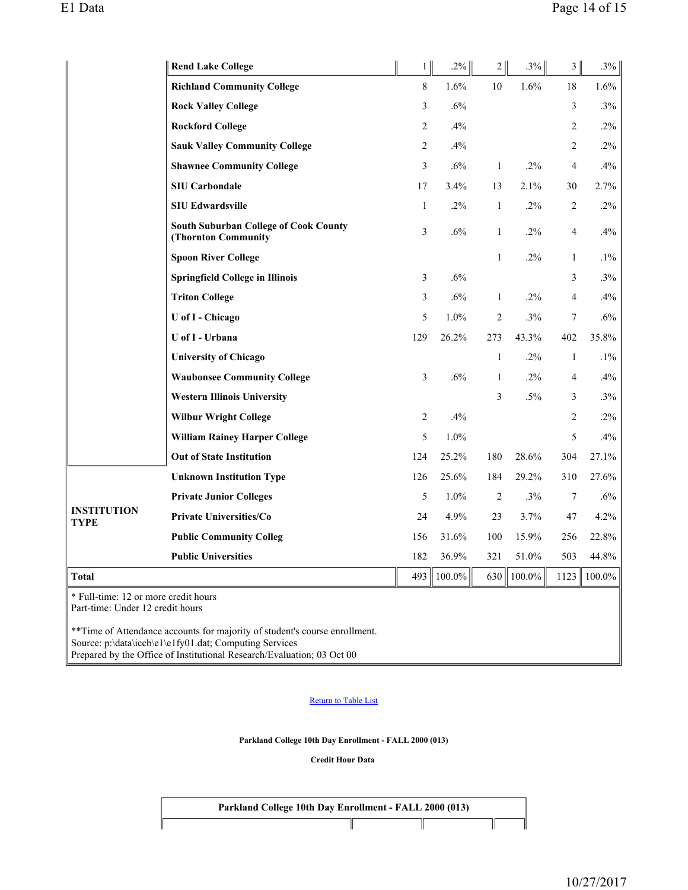| | | | | | | | |
|---|---|---|---|---|---|---|---|
| | **Rend Lake College** | 1 | .2% | 2 | .3% | 3 | .3% |
| | **Richland Community College** | 8 | 1.6% | 10 | 1.6% | 18 | 1.6% |
| | **Rock Valley College** | 3 | .6% | | | 3 | .3% |
| | **Rockford College** | 2 | .4% | | | 2 | .2% |
| | **Sauk Valley Community College** | 2 | .4% | | | 2 | .2% |
| | **Shawnee Community College** | 3 | .6% | 1 | .2% | 4 | .4% |
| | **SIU Carbondale** | 17 | 3.4% | 13 | 2.1% | 30 | 2.7% |
| | **SIU Edwardsville** | 1 | .2% | 1 | .2% | 2 | .2% |
| | **South Suburban College of Cook County (Thornton Community** | 3 | .6% | 1 | .2% | 4 | .4% |
| | **Spoon River College** | | | 1 | .2% | 1 | .1% |
| | **Springfield College in Illinois** | 3 | .6% | | | 3 | .3% |
| | **Triton College** | 3 | .6% | 1 | .2% | 4 | .4% |
| | **U of I - Chicago** | 5 | 1.0% | 2 | .3% | 7 | .6% |
| | **U of I - Urbana** | 129 | 26.2% | 273 | 43.3% | 402 | 35.8% |
| | **University of Chicago** | | | 1 | .2% | 1 | .1% |
| | **Waubonsee Community College** | 3 | .6% | 1 | .2% | 4 | .4% |
| | **Western Illinois University** | | | 3 | .5% | 3 | .3% |
| | **Wilbur Wright College** | 2 | .4% | | | 2 | .2% |
| | **William Rainey Harper College** | 5 | 1.0% | | | 5 | .4% |
| | **Out of State Institution** | 124 | 25.2% | 180 | 28.6% | 304 | 27.1% |
| **INSTITUTION TYPE** | **Unknown Institution Type** | 126 | 25.6% | 184 | 29.2% | 310 | 27.6% |
| | **Private Junior Colleges** | 5 | 1.0% | 2 | .3% | 7 | .6% |
| | **Private Universities/Co** | 24 | 4.9% | 23 | 3.7% | 47 | 4.2% |
| | **Public Community Colleg** | 156 | 31.6% | 100 | 15.9% | 256 | 22.8% |
| | **Public Universities** | 182 | 36.9% | 321 | 51.0% | 503 | 44.8% |
| **Total** | | 493 | 100.0% | 630 | 100.0% | 1123 | 100.0% |

* Full-time: 12 or more credit hours
Part-time: Under 12 credit hours

**Time of Attendance accounts for majority of student's course enrollment.
Source: p:\data\iccb\e1\e1fy01.dat; Computing Services
Prepared by the Office of Institutional Research/Evaluation; 03 Oct 00

Return to Table List

**Parkland College 10th Day Enrollment - FALL 2000 (013)**

**Credit Hour Data**

| Parkland College 10th Day Enrollment - FALL 2000 (013) | | | |
|---|---|---|---|
| | | | |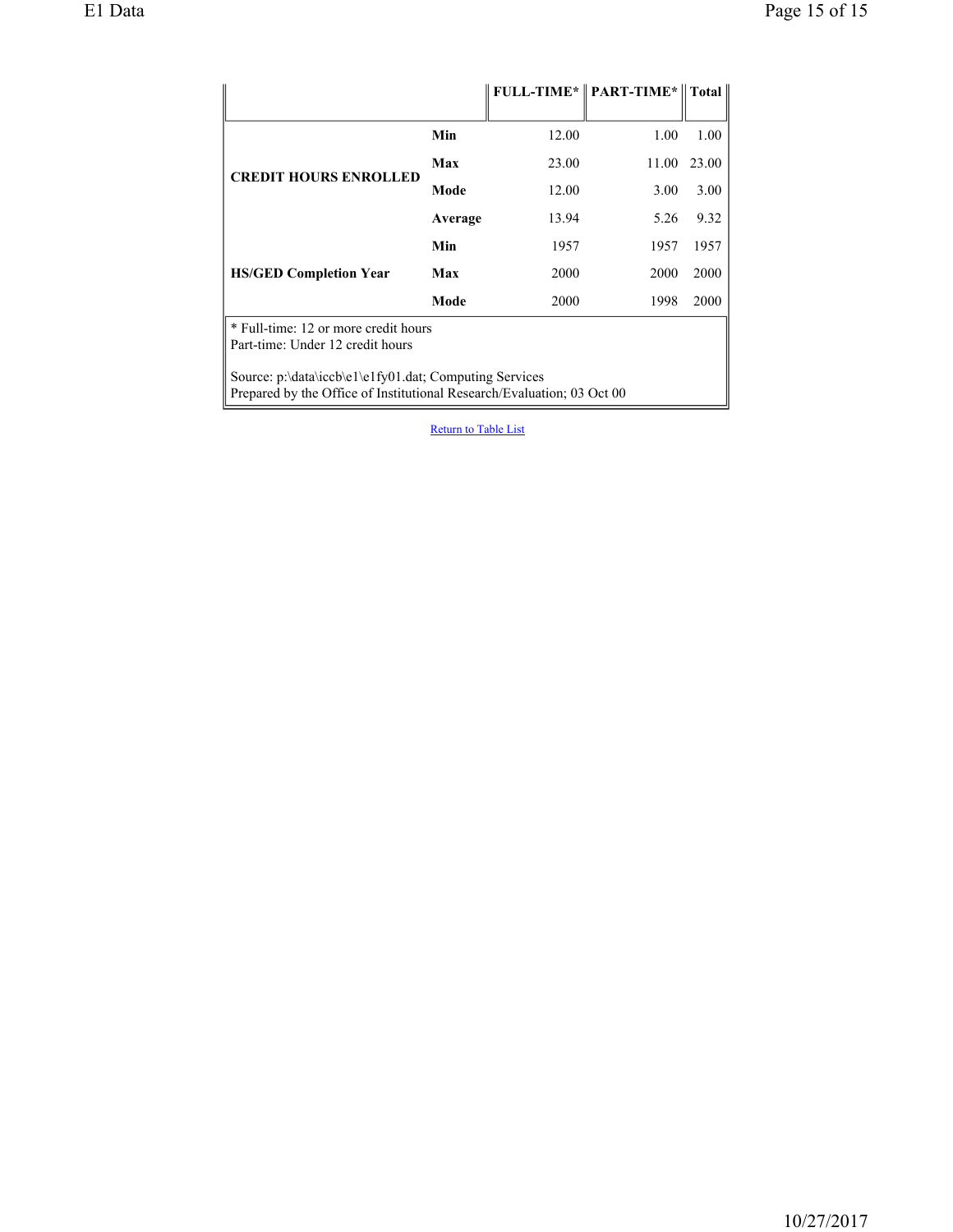| | | FULL-TIME* | PART-TIME* | Total |
|---|---|---|---|---|
| CREDIT HOURS ENROLLED | Min | 12.00 | 1.00 | 1.00 |
| | Max | 23.00 | 11.00 | 23.00 |
| | Mode | 12.00 | 3.00 | 3.00 |
| | Average | 13.94 | 5.26 | 9.32 |
| HS/GED Completion Year | Min | 1957 | 1957 | 1957 |
| | Max | 2000 | 2000 | 2000 |
| | Mode | 2000 | 1998 | 2000 |

* Full-time: 12 or more credit hours
Part-time: Under 12 credit hours

Source: p:\data\iccb\e1\e1fy01.dat; Computing Services
Prepared by the Office of Institutional Research/Evaluation; 03 Oct 00

Return to Table List